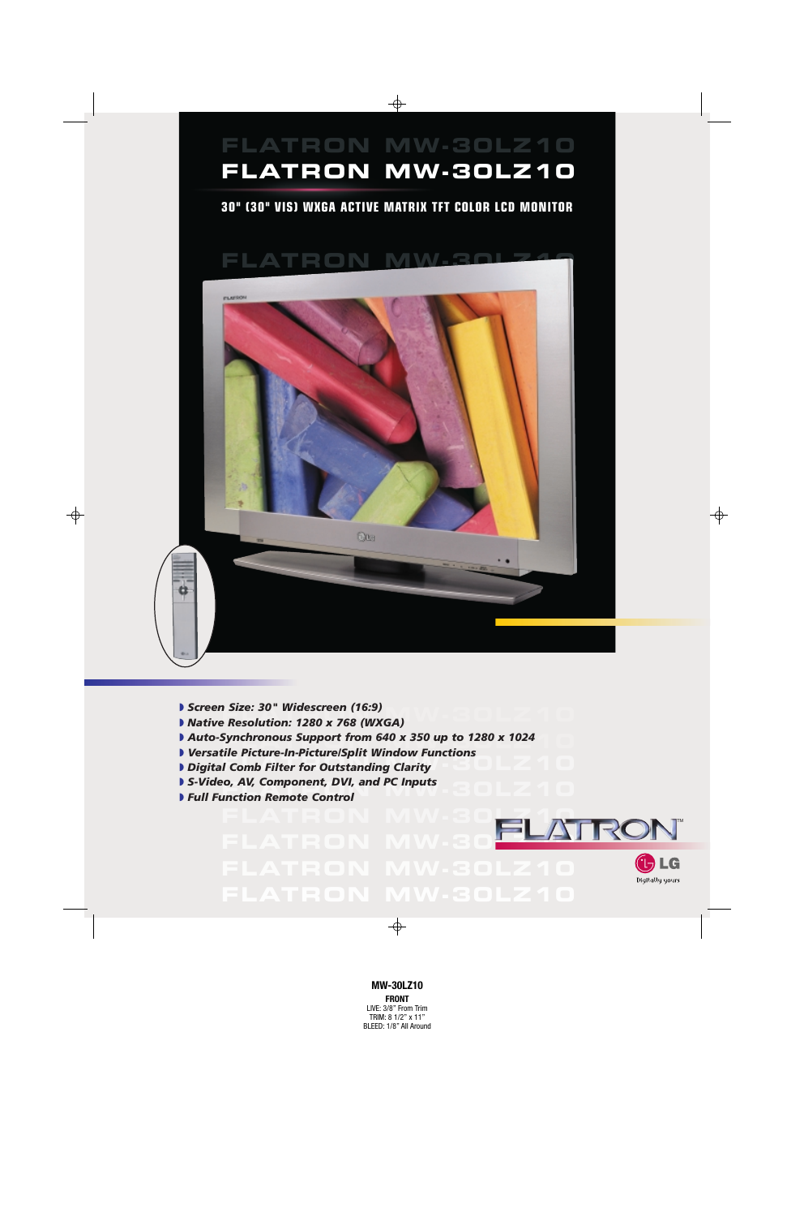# FLATRON MW-30LZ10

**30" (30" VIS) WXGA ACTIVE MATRIX TFT COLOR LCD MONITOR**

- ***Screen Size: 30" Widescreen (16:9)***
- ***Native Resolution: 1280 x 768 (WXGA)***
- ***Auto-Synchronous Support from 640 x 350 up to 1280 x 1024***
- ***Versatile Picture-In-Picture/Split Window Functions***
- ***Digital Comb Filter for Outstanding Clarity***
- ***S-Video, AV, Component, DVI, and PC Inputs***
- ***Full Function Remote Control***

FLATRON™

LG Digitally yours

**MW-30LZ10**

**FRONT**

LIVE: 3/8" From Trim
TRIM: 8 1/2" x 11"
BLEED: 1/8" All Around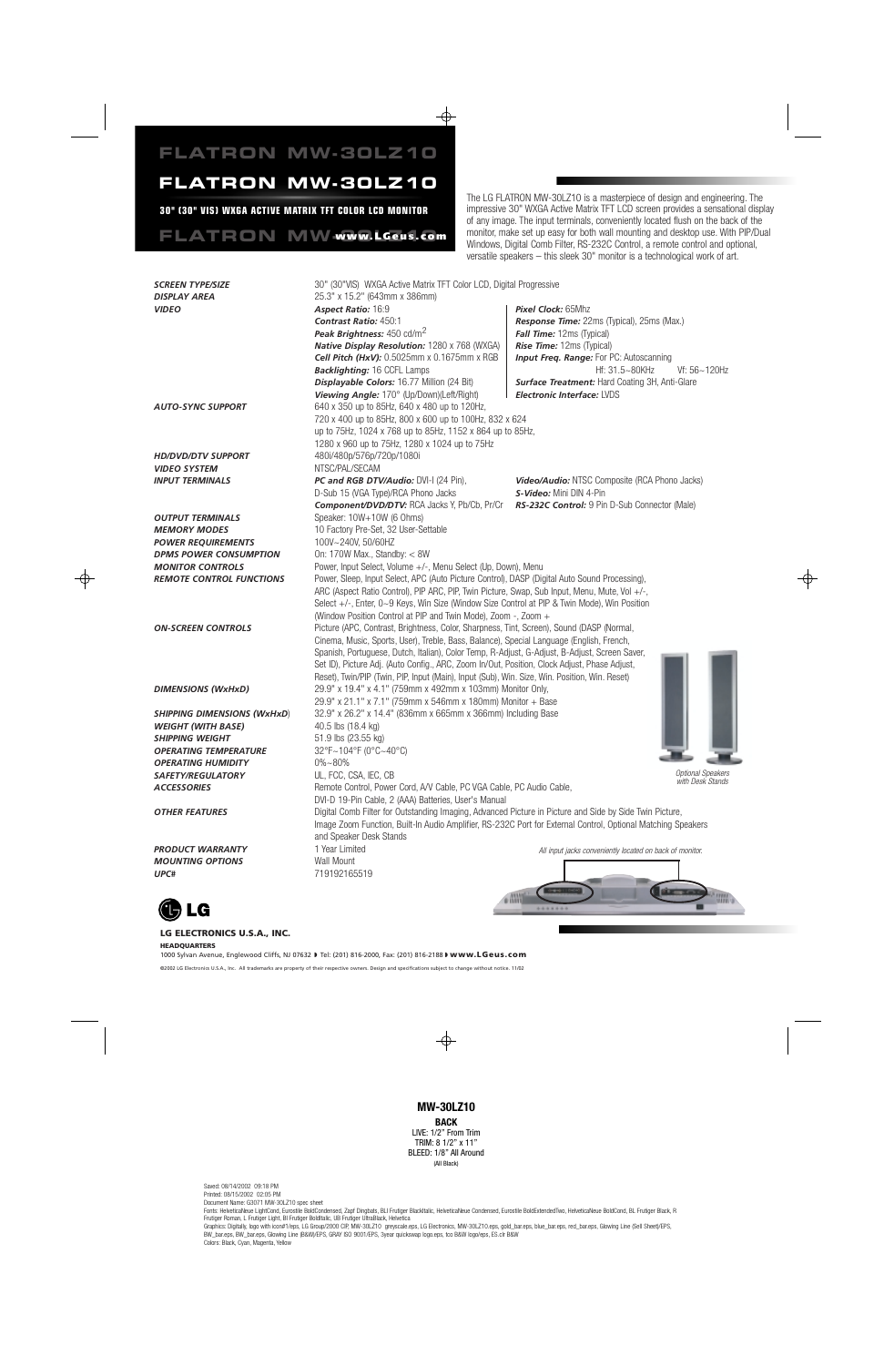# FLATRON MW-30LZ10

**30" (30" VIS) WXGA ACTIVE MATRIX TFT COLOR LCD MONITOR**

**www.LGeus.com**

The LG FLATRON MW-30LZ10 is a masterpiece of design and engineering. The impressive 30" WXGA Active Matrix TFT LCD screen provides a sensational display of any image. The input terminals, conveniently located flush on the back of the monitor, make set up easy for both wall mounting and desktop use. With PIP/Dual Windows, Digital Comb Filter, RS-232C Control, a remote control and optional, versatile speakers – this sleek 30" monitor is a technological work of art.

| | | |
|---|---|---|
| ***SCREEN TYPE/SIZE*** | 30" (30"VIS) WXGA Active Matrix TFT Color LCD, Digital Progressive | |
| ***DISPLAY AREA*** | 25.3" x 15.2" (643mm x 386mm) | |
| ***VIDEO*** | ***Aspect Ratio:*** 16:9<br>***Contrast Ratio:*** 450:1<br>***Peak Brightness:*** 450 cd/m$^2$<br>***Native Display Resolution:*** 1280 x 768 (WXGA)<br>***Cell Pitch (HxV):*** 0.5025mm x 0.1675mm x RGB<br>***Backlighting:*** 16 CCFL Lamps<br>***Displayable Colors:*** 16.77 Million (24 Bit)<br>***Viewing Angle:*** 170° (Up/Down)(Left/Right) | ***Pixel Clock:*** 65Mhz<br>***Response Time:*** 22ms (Typical), 25ms (Max.)<br>***Fall Time:*** 12ms (Typical)<br>***Rise Time:*** 12ms (Typical)<br>***Input Freq. Range:*** For PC: Autoscanning Hf: 31.5~80KHz Vf: 56~120Hz<br>***Surface Treatment:*** Hard Coating 3H, Anti-Glare<br>***Electronic Interface:*** LVDS |
| ***AUTO-SYNC SUPPORT*** | 640 x 350 up to 85Hz, 640 x 480 up to 120Hz, 720 x 400 up to 85Hz, 800 x 600 up to 100Hz, 832 x 624 up to 75Hz, 1024 x 768 up to 85Hz, 1152 x 864 up to 85Hz, 1280 x 960 up to 75Hz, 1280 x 1024 up to 75Hz | |
| ***HD/DVD/DTV SUPPORT*** | 480i/480p/576p/720p/1080i | |
| ***VIDEO SYSTEM*** | NTSC/PAL/SECAM | |
| ***INPUT TERMINALS*** | ***PC and RGB DTV/Audio:*** DVI-I (24 Pin), D-Sub 15 (VGA Jack)/RCA Phono Jacks<br>***Component/DVD/DTV:*** RCA Jacks Y, Pb/Cb, Pr/Cr | ***Video/Audio:*** NTSC Composite (RCA Phono Jacks)<br>***S-Video:*** Mini DIN 4-Pin<br>***RS-232C Control:*** 9 Pin D-Sub Connector (Male) |
| ***OUTPUT TERMINALS*** | Speaker: 10W+10W (6 Ohms) | |
| ***MEMORY MODES*** | 10 Factory Pre-Set, 32 User-Settable | |
| ***POWER REQUIREMENTS*** | 100V~240V, 50/60HZ | |
| ***DPMS POWER CONSUMPTION*** | On: 170W Max., Standby: < 8W | |
| ***MONITOR CONTROLS*** | Power, Input Select, Volume +/-, Menu Select (Up, Down), Menu | |
| ***REMOTE CONTROL FUNCTIONS*** | Power, Sleep, Input Select, APC (Auto Picture Control), DASP (Digital Auto Sound Processing), ARC (Aspect Ratio Control), PIP ARC, PIP, Twin Picture, Swap, Sub Input, Menu, Mute, Vol +/-, Select +/-, Enter, 0~9 Keys, Win Size (Window Size Control at PIP & Twin Mode), Win Position (Window Position Control at PIP and Twin Mode), Zoom -, Zoom + | |
| ***ON-SCREEN CONTROLS*** | Picture (APC, Contrast, Brightness, Color, Sharpness, Tint, Screen), Sound (DASP (Normal, Cinema, Music, Sports, User), Treble, Bass, Balance), Special Language (English, French, Spanish, Portuguese, Dutch, Italian), Color Temp, R-Adjust, G-Adjust, B-Adjust, Screen Saver, Set ID), Picture Adj. (Auto Config., ARC, Zoom In/Out, Position, Clock Adjust, Phase Adjust, Reset), Twin/PIP (Twin, PIP, Input (Main), Input (Sub), Win. Size, Win. Position, Win. Reset) | |
| ***DIMENSIONS (WxHxD)*** | 29.9" x 19.4" x 4.1" (759mm x 492mm x 103mm) Monitor Only, 29.9" x 21.1" x 7.1" (759mm x 546mm x 180mm) Monitor + Base | |
| ***SHIPPING DIMENSIONS (WxHxD)*** | 32.9" x 26.2" x 14.4" (836mm x 665mm x 366mm) Including Base | |
| ***WEIGHT (WITH BASE)*** | 40.5 lbs (18.4 kg) | |
| ***SHIPPING WEIGHT*** | 51.9 lbs (23.55 kg) | |
| ***OPERATING TEMPERATURE*** | 32°F~104°F (0°C~40°C) | |
| ***OPERATING HUMIDITY*** | 0%~80% | |
| ***SAFETY/REGULATORY*** | UL, FCC, CSA, IEC, CB | |
| ***ACCESSORIES*** | Remote Control, Power Cord, A/V Cable, PC VGA Cable, PC Audio Cable, DVI-D 19-Pin Cable, 2 (AAA) Batteries, User's Manual | |
| ***OTHER FEATURES*** | Digital Comb Filter for Outstanding Imaging, Advanced Picture in Picture and Side by Side Twin Picture, Image Zoom Function, Built-In Audio Amplifier, RS-232C Port for External Control, Optional Matching Speakers and Speaker Desk Stands | |
| ***PRODUCT WARRANTY*** | 1 Year Limited | |
| ***MOUNTING OPTIONS*** | Wall Mount | |
| ***UPC#*** | 719192165519 | |

*Optional Speakers with Desk Stands*

*All input jacks conveniently located on back of monitor.*

LG

**LG ELECTRONICS U.S.A., INC.**

**HEADQUARTERS**

1000 Sylvan Avenue, Englewood Cliffs, NJ 07632 Tel: (201) 816-2000, Fax: (201) 816-2188 **www.LGeus.com**

©2002 LG Electronics U.S.A., Inc. All trademarks are property of their respective owners. Design and specifications subject to change without notice. 11/02

**MW-30LZ10**

**BACK**

LIVE: 1/2" From Trim
TRIM: 8 1/2" x 11"
BLEED: 1/8" All Around
(All Black)

Saved: 08/14/2002 09:18 PM
Printed: 08/15/2002 02:05 PM
Document Name: G3071 MW-30LZ10 spec sheet
Fonts: HelveticaNeue LightCond, Eurostile BoldCondensed, Zapf Dingbats, BLI Frutiger BlackItalic, HelveticaNeue Condensed, Eurostile BoldExtendedTwo, HelveticaNeue BoldCond, BL Frutiger Black, R Frutiger Roman, L Frutiger Light, BI Frutiger BoldItalic, UB Frutiger UltraBlack, Helvetica
Graphics: Digitally, logo with icon#1/eps, LG Group/2000 CIP, MW-30LZ10 greyscale.eps, LG Electronics, MW-30LZ10.eps, gold_bar.eps, blue_bar.eps, red_bar.eps, Glowing Line (Sell Sheet)/EPS, BW_bar.eps, BW_bar.eps, Glowing Line (B&W)/EPS, GRAY ISO 9001/EPS, 3year quickswap logo.eps, tco B&W logo/eps, ES.clr B&W
Colors: Black, Cyan, Magenta, Yellow